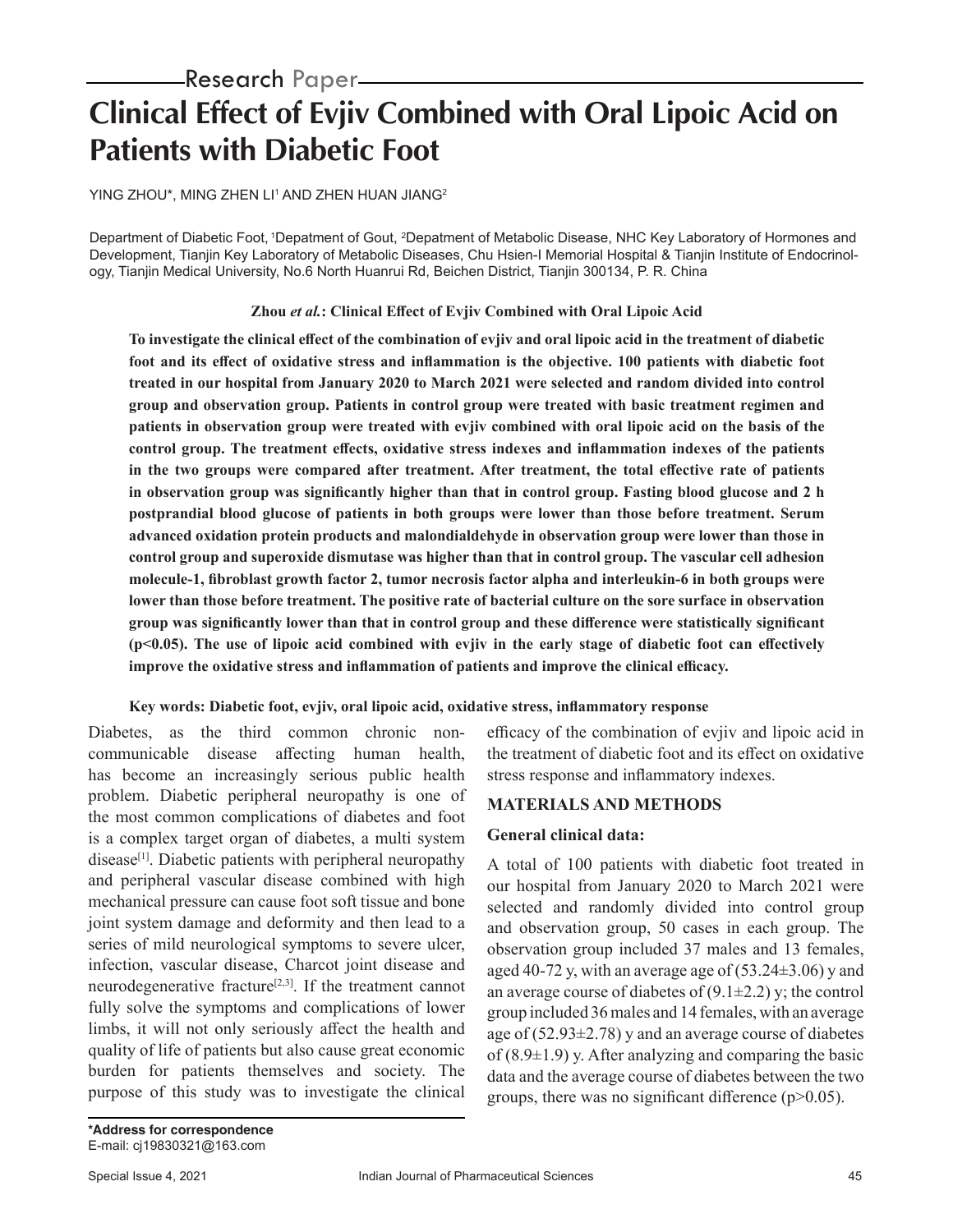Research Paper

# Clinical Effect of Evjiv Combined with Oral Lipoic Acid on Patients with Diabetic Foot

YING ZHOU*, MING ZHEN LI[1] AND ZHEN HUAN JIANG[2]

Department of Diabetic Foot, [1]Depatment of Gout, [2]Depatment of Metabolic Disease, NHC Key Laboratory of Hormones and Development, Tianjin Key Laboratory of Metabolic Diseases, Chu Hsien-I Memorial Hospital & Tianjin Institute of Endocrinology, Tianjin Medical University, No.6 North Huanrui Rd, Beichen District, Tianjin 300134, P. R. China

**Zhou *et al.*: Clinical Effect of Evjiv Combined with Oral Lipoic Acid**

**To investigate the clinical effect of the combination of evjiv and oral lipoic acid in the treatment of diabetic foot and its effect of oxidative stress and inflammation is the objective. 100 patients with diabetic foot treated in our hospital from January 2020 to March 2021 were selected and random divided into control group and observation group. Patients in control group were treated with basic treatment regimen and patients in observation group were treated with evjiv combined with oral lipoic acid on the basis of the control group. The treatment effects, oxidative stress indexes and inflammation indexes of the patients in the two groups were compared after treatment. After treatment, the total effective rate of patients in observation group was significantly higher than that in control group. Fasting blood glucose and 2 h postprandial blood glucose of patients in both groups were lower than those before treatment. Serum advanced oxidation protein products and malondialdehyde in observation group were lower than those in control group and superoxide dismutase was higher than that in control group. The vascular cell adhesion molecule-1, fibroblast growth factor 2, tumor necrosis factor alpha and interleukin-6 in both groups were lower than those before treatment. The positive rate of bacterial culture on the sore surface in observation group was significantly lower than that in control group and these difference were statistically significant ($p<0.05$). The use of lipoic acid combined with evjiv in the early stage of diabetic foot can effectively improve the oxidative stress and inflammation of patients and improve the clinical efficacy.**

**Key words: Diabetic foot, evjiv, oral lipoic acid, oxidative stress, inflammatory response**

Diabetes, as the third common chronic non-communicable disease affecting human health, has become an increasingly serious public health problem. Diabetic peripheral neuropathy is one of the most common complications of diabetes and foot is a complex target organ of diabetes, a multi system disease[1]. Diabetic patients with peripheral neuropathy and peripheral vascular disease combined with high mechanical pressure can cause foot soft tissue and bone joint system damage and deformity and then lead to a series of mild neurological symptoms to severe ulcer, infection, vascular disease, Charcot joint disease and neurodegenerative fracture[2,3]. If the treatment cannot fully solve the symptoms and complications of lower limbs, it will not only seriously affect the health and quality of life of patients but also cause great economic burden for patients themselves and society. The purpose of this study was to investigate the clinical efficacy of the combination of evjiv and lipoic acid in the treatment of diabetic foot and its effect on oxidative stress response and inflammatory indexes.

## MATERIALS AND METHODS

### General clinical data:

A total of 100 patients with diabetic foot treated in our hospital from January 2020 to March 2021 were selected and randomly divided into control group and observation group, 50 cases in each group. The observation group included 37 males and 13 females, aged 40-72 y, with an average age of ($53.24\pm3.06$) y and an average course of diabetes of ($9.1\pm2.2$) y; the control group included 36 males and 14 females, with an average age of ($52.93\pm2.78$) y and an average course of diabetes of ($8.9\pm1.9$) y. After analyzing and comparing the basic data and the average course of diabetes between the two groups, there was no significant difference ($p>0.05$).

**\*Address for correspondence**
E-mail: cj19830321@163.com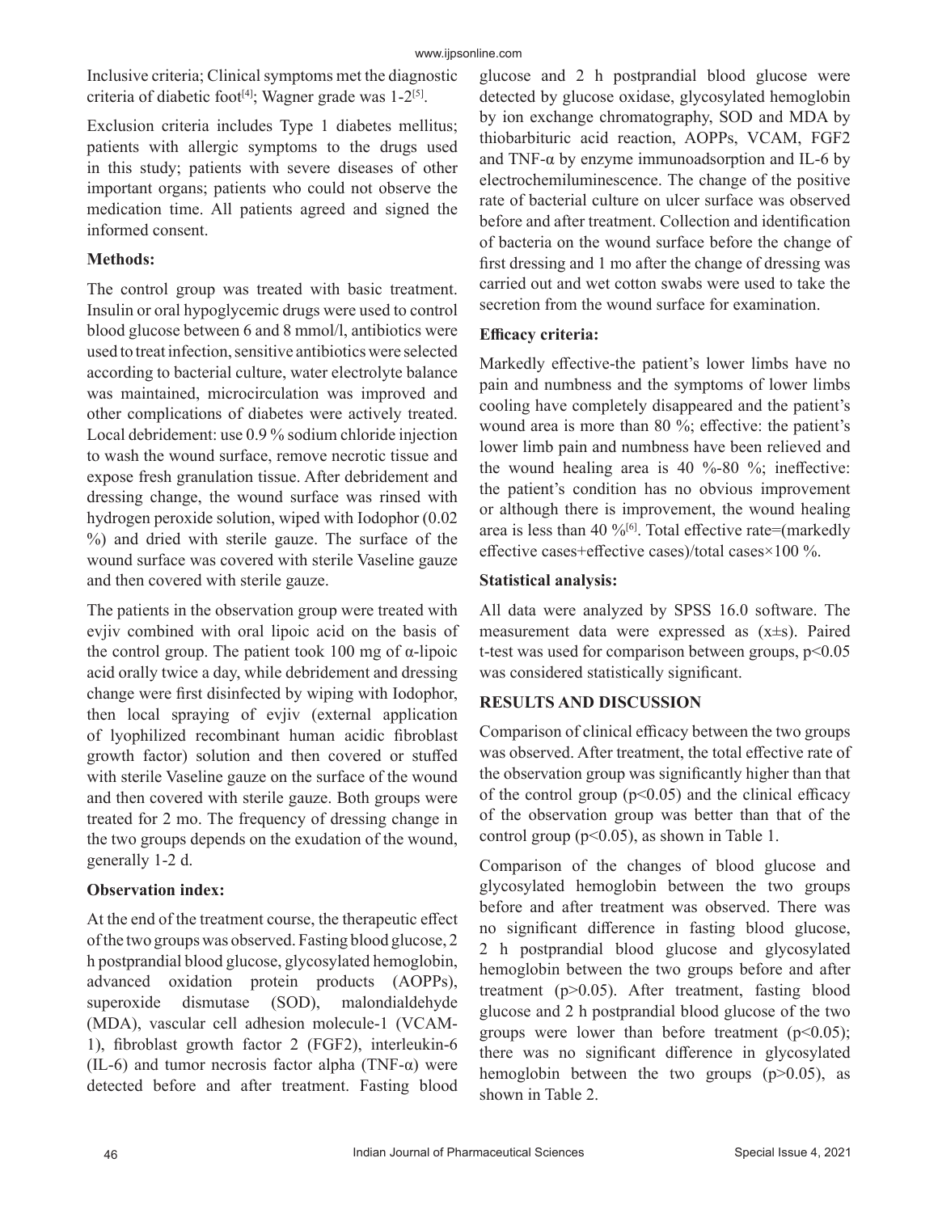Inclusive criteria; Clinical symptoms met the diagnostic criteria of diabetic foot[4]; Wagner grade was 1-2[5].

Exclusion criteria includes Type 1 diabetes mellitus; patients with allergic symptoms to the drugs used in this study; patients with severe diseases of other important organs; patients who could not observe the medication time. All patients agreed and signed the informed consent.

**Methods:**

The control group was treated with basic treatment. Insulin or oral hypoglycemic drugs were used to control blood glucose between 6 and 8 mmol/l, antibiotics were used to treat infection, sensitive antibiotics were selected according to bacterial culture, water electrolyte balance was maintained, microcirculation was improved and other complications of diabetes were actively treated. Local debridement: use 0.9 % sodium chloride injection to wash the wound surface, remove necrotic tissue and expose fresh granulation tissue. After debridement and dressing change, the wound surface was rinsed with hydrogen peroxide solution, wiped with Iodophor (0.02 %) and dried with sterile gauze. The surface of the wound surface was covered with sterile Vaseline gauze and then covered with sterile gauze.

The patients in the observation group were treated with evjiv combined with oral lipoic acid on the basis of the control group. The patient took 100 mg of α-lipoic acid orally twice a day, while debridement and dressing change were first disinfected by wiping with Iodophor, then local spraying of evjiv (external application of lyophilized recombinant human acidic fibroblast growth factor) solution and then covered or stuffed with sterile Vaseline gauze on the surface of the wound and then covered with sterile gauze. Both groups were treated for 2 mo. The frequency of dressing change in the two groups depends on the exudation of the wound, generally 1-2 d.

**Observation index:**

At the end of the treatment course, the therapeutic effect of the two groups was observed. Fasting blood glucose, 2 h postprandial blood glucose, glycosylated hemoglobin, advanced oxidation protein products (AOPPs), superoxide dismutase (SOD), malondialdehyde (MDA), vascular cell adhesion molecule-1 (VCAM-1), fibroblast growth factor 2 (FGF2), interleukin-6 (IL-6) and tumor necrosis factor alpha (TNF-α) were detected before and after treatment. Fasting blood glucose and 2 h postprandial blood glucose were detected by glucose oxidase, glycosylated hemoglobin by ion exchange chromatography, SOD and MDA by thiobarbituric acid reaction, AOPPs, VCAM, FGF2 and TNF-α by enzyme immunoadsorption and IL-6 by electrochemiluminescence. The change of the positive rate of bacterial culture on ulcer surface was observed before and after treatment. Collection and identification of bacteria on the wound surface before the change of first dressing and 1 mo after the change of dressing was carried out and wet cotton swabs were used to take the secretion from the wound surface for examination.

**Efficacy criteria:**

Markedly effective-the patient's lower limbs have no pain and numbness and the symptoms of lower limbs cooling have completely disappeared and the patient's wound area is more than 80 %; effective: the patient's lower limb pain and numbness have been relieved and the wound healing area is 40 %-80 %; ineffective: the patient's condition has no obvious improvement or although there is improvement, the wound healing area is less than 40 %[6]. Total effective rate=(markedly effective cases+effective cases)/total cases×100 %.

**Statistical analysis:**

All data were analyzed by SPSS 16.0 software. The measurement data were expressed as (x±s). Paired t-test was used for comparison between groups, $p<0.05$ was considered statistically significant.

## RESULTS AND DISCUSSION

Comparison of clinical efficacy between the two groups was observed. After treatment, the total effective rate of the observation group was significantly higher than that of the control group ($p<0.05$) and the clinical efficacy of the observation group was better than that of the control group ($p<0.05$), as shown in Table 1.

Comparison of the changes of blood glucose and glycosylated hemoglobin between the two groups before and after treatment was observed. There was no significant difference in fasting blood glucose, 2 h postprandial blood glucose and glycosylated hemoglobin between the two groups before and after treatment ($p>0.05$). After treatment, fasting blood glucose and 2 h postprandial blood glucose of the two groups were lower than before treatment ($p<0.05$); there was no significant difference in glycosylated hemoglobin between the two groups ($p>0.05$), as shown in Table 2.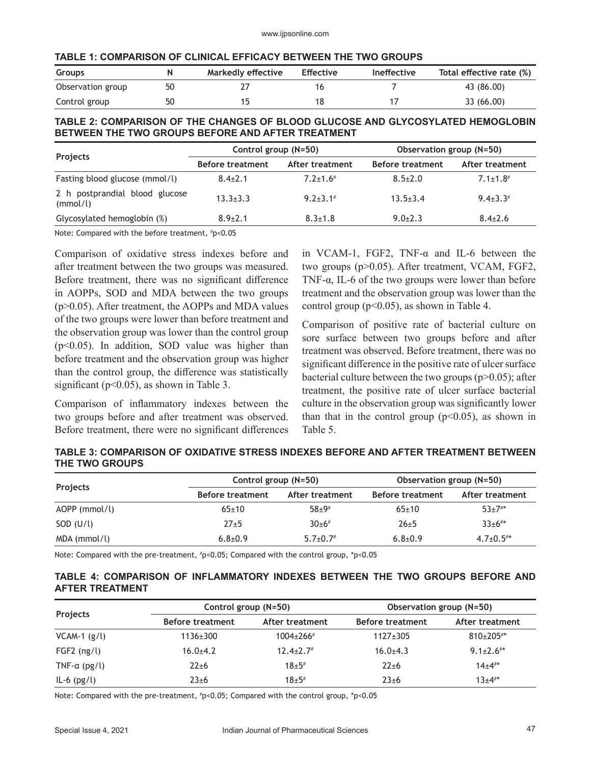**TABLE 1: COMPARISON OF CLINICAL EFFICACY BETWEEN THE TWO GROUPS**

| Groups | N | Markedly effective | Effective | Ineffective | Total effective rate (%) |
|---|---|---|---|---|---|
| Observation group | 50 | 27 | 16 | 7 | 43 (86.00) |
| Control group | 50 | 15 | 18 | 17 | 33 (66.00) |

**TABLE 2: COMPARISON OF THE CHANGES OF BLOOD GLUCOSE AND GLYCOSYLATED HEMOGLOBIN BETWEEN THE TWO GROUPS BEFORE AND AFTER TREATMENT**

| Projects | Control group (N=50) | | Observation group (N=50) | |
|---|---|---|---|---|
| | Before treatment | After treatment | Before treatment | After treatment |
| Fasting blood glucose (mmol/l) | 8.4±2.1 | 7.2±1.6# | 8.5±2.0 | 7.1±1.8# |
| 2 h postprandial blood glucose (mmol/l) | 13.3±3.3 | 9.2±3.1# | 13.5±3.4 | 9.4±3.3# |
| Glycosylated hemoglobin (%) | 8.9±2.1 | 8.3±1.8 | 9.0±2.3 | 8.4±2.6 |

Note: Compared with the before treatment, #p<0.05

Comparison of oxidative stress indexes before and after treatment between the two groups was measured. Before treatment, there was no significant difference in AOPPs, SOD and MDA between the two groups ($p>0.05$). After treatment, the AOPPs and MDA values of the two groups were lower than before treatment and the observation group was lower than the control group ($p<0.05$). In addition, SOD value was higher than before treatment and the observation group was higher than the control group, the difference was statistically significant ($p<0.05$), as shown in Table 3.

Comparison of inflammatory indexes between the two groups before and after treatment was observed. Before treatment, there were no significant differences in VCAM-1, FGF2, TNF-α and IL-6 between the two groups ($p>0.05$). After treatment, VCAM, FGF2, TNF-α, IL-6 of the two groups were lower than before treatment and the observation group was lower than the control group ($p<0.05$), as shown in Table 4.

Comparison of positive rate of bacterial culture on sore surface between two groups before and after treatment was observed. Before treatment, there was no significant difference in the positive rate of ulcer surface bacterial culture between the two groups ($p>0.05$); after treatment, the positive rate of ulcer surface bacterial culture in the observation group was significantly lower than that in the control group ($p<0.05$), as shown in Table 5.

**TABLE 3: COMPARISON OF OXIDATIVE STRESS INDEXES BEFORE AND AFTER TREATMENT BETWEEN THE TWO GROUPS**

| Projects | Control group (N=50) | | Observation group (N=50) | |
|---|---|---|---|---|
| | Before treatment | After treatment | Before treatment | After treatment |
| AOPP (mmol/l) | 65±10 | 58±9# | 65±10 | 53±7#* |
| SOD (U/l) | 27±5 | 30±6# | 26±5 | 33±6#* |
| MDA (mmol/l) | 6.8±0.9 | 5.7±0.7# | 6.8±0.9 | 4.7±0.5#* |

Note: Compared with the pre-treatment, #p<0.05; Compared with the control group, *p<0.05

**TABLE 4: COMPARISON OF INFLAMMATORY INDEXES BETWEEN THE TWO GROUPS BEFORE AND AFTER TREATMENT**

| Projects | Control group (N=50) | | Observation group (N=50) | |
|---|---|---|---|---|
| | Before treatment | After treatment | Before treatment | After treatment |
| VCAM-1 (g/l) | 1136±300 | 1004±266# | 1127±305 | 810±205#* |
| FGF2 (ng/l) | 16.0±4.2 | 12.4±2.7# | 16.0±4.3 | 9.1±2.6#* |
| TNF-α (pg/l) | 22±6 | 18±5# | 22±6 | 14±4#* |
| IL-6 (pg/l) | 23±6 | 18±5# | 23±6 | 13±4#* |

Note: Compared with the pre-treatment, #p<0.05; Compared with the control group, *p<0.05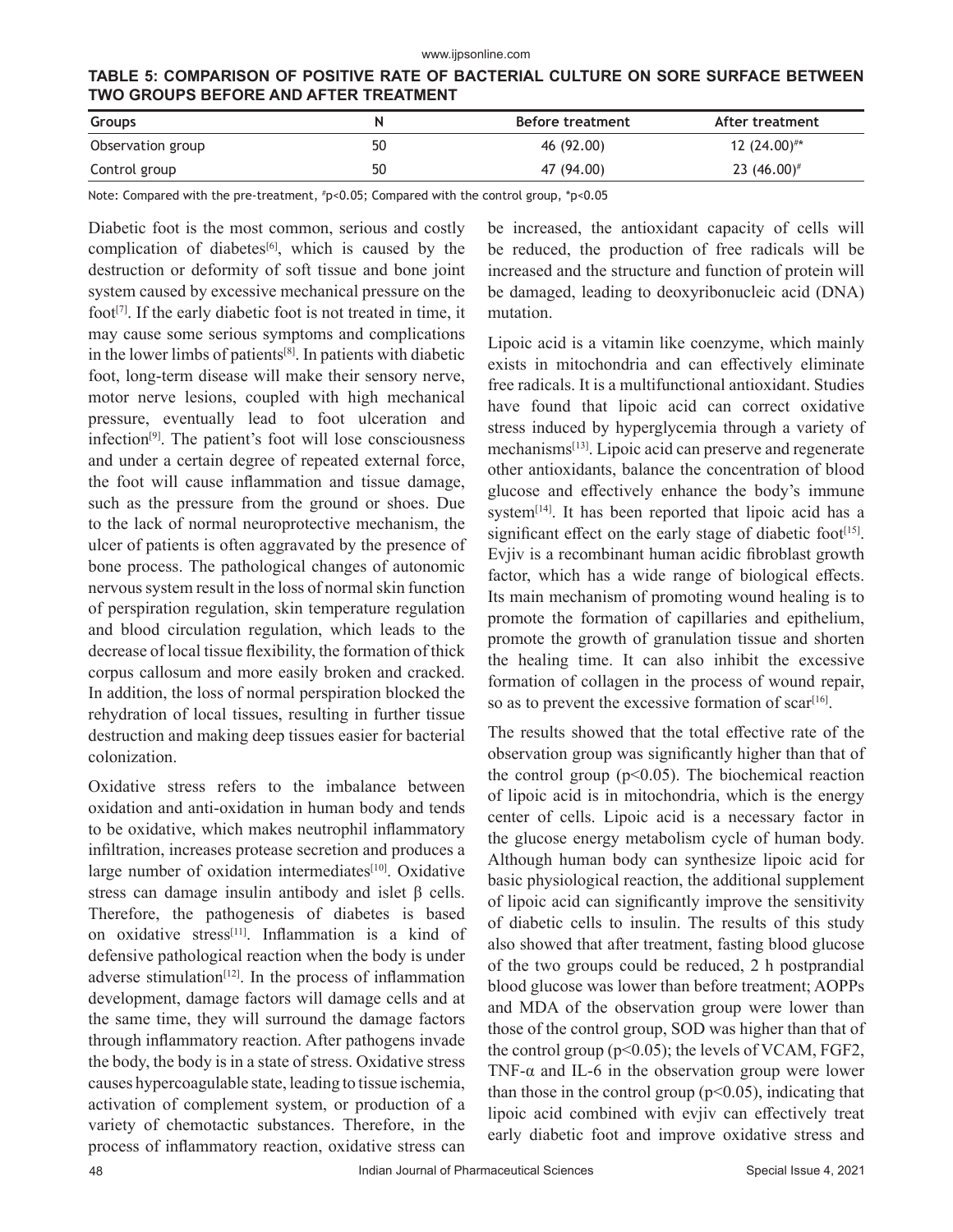**TABLE 5: COMPARISON OF POSITIVE RATE OF BACTERIAL CULTURE ON SORE SURFACE BETWEEN TWO GROUPS BEFORE AND AFTER TREATMENT**

| Groups | N | Before treatment | After treatment |
|---|---|---|---|
| Observation group | 50 | 46 (92.00) | 12 (24.00)#* |
| Control group | 50 | 47 (94.00) | 23 (46.00)# |

Note: Compared with the pre-treatment, #p<0.05; Compared with the control group, *p<0.05

Diabetic foot is the most common, serious and costly complication of diabetes[6], which is caused by the destruction or deformity of soft tissue and bone joint system caused by excessive mechanical pressure on the foot[7]. If the early diabetic foot is not treated in time, it may cause some serious symptoms and complications in the lower limbs of patients[8]. In patients with diabetic foot, long-term disease will make their sensory nerve, motor nerve lesions, coupled with high mechanical pressure, eventually lead to foot ulceration and infection[9]. The patient's foot will lose consciousness and under a certain degree of repeated external force, the foot will cause inflammation and tissue damage, such as the pressure from the ground or shoes. Due to the lack of normal neuroprotective mechanism, the ulcer of patients is often aggravated by the presence of bone process. The pathological changes of autonomic nervous system result in the loss of normal skin function of perspiration regulation, skin temperature regulation and blood circulation regulation, which leads to the decrease of local tissue flexibility, the formation of thick corpus callosum and more easily broken and cracked. In addition, the loss of normal perspiration blocked the rehydration of local tissues, resulting in further tissue destruction and making deep tissues easier for bacterial colonization.

Oxidative stress refers to the imbalance between oxidation and anti-oxidation in human body and tends to be oxidative, which makes neutrophil inflammatory infiltration, increases protease secretion and produces a large number of oxidation intermediates[10]. Oxidative stress can damage insulin antibody and islet β cells. Therefore, the pathogenesis of diabetes is based on oxidative stress[11]. Inflammation is a kind of defensive pathological reaction when the body is under adverse stimulation[12]. In the process of inflammation development, damage factors will damage cells and at the same time, they will surround the damage factors through inflammatory reaction. After pathogens invade the body, the body is in a state of stress. Oxidative stress causes hypercoagulable state, leading to tissue ischemia, activation of complement system, or production of a variety of chemotactic substances. Therefore, in the process of inflammatory reaction, oxidative stress can be increased, the antioxidant capacity of cells will be reduced, the production of free radicals will be increased and the structure and function of protein will be damaged, leading to deoxyribonucleic acid (DNA) mutation.

Lipoic acid is a vitamin like coenzyme, which mainly exists in mitochondria and can effectively eliminate free radicals. It is a multifunctional antioxidant. Studies have found that lipoic acid can correct oxidative stress induced by hyperglycemia through a variety of mechanisms[13]. Lipoic acid can preserve and regenerate other antioxidants, balance the concentration of blood glucose and effectively enhance the body's immune system[14]. It has been reported that lipoic acid has a significant effect on the early stage of diabetic foot[15]. Evjiv is a recombinant human acidic fibroblast growth factor, which has a wide range of biological effects. Its main mechanism of promoting wound healing is to promote the formation of capillaries and epithelium, promote the growth of granulation tissue and shorten the healing time. It can also inhibit the excessive formation of collagen in the process of wound repair, so as to prevent the excessive formation of scar[16].

The results showed that the total effective rate of the observation group was significantly higher than that of the control group ($p<0.05$). The biochemical reaction of lipoic acid is in mitochondria, which is the energy center of cells. Lipoic acid is a necessary factor in the glucose energy metabolism cycle of human body. Although human body can synthesize lipoic acid for basic physiological reaction, the additional supplement of lipoic acid can significantly improve the sensitivity of diabetic cells to insulin. The results of this study also showed that after treatment, fasting blood glucose of the two groups could be reduced, 2 h postprandial blood glucose was lower than before treatment; AOPPs and MDA of the observation group were lower than those of the control group, SOD was higher than that of the control group ($p<0.05$); the levels of VCAM, FGF2, TNF-α and IL-6 in the observation group were lower than those in the control group ($p<0.05$), indicating that lipoic acid combined with evjiv can effectively treat early diabetic foot and improve oxidative stress and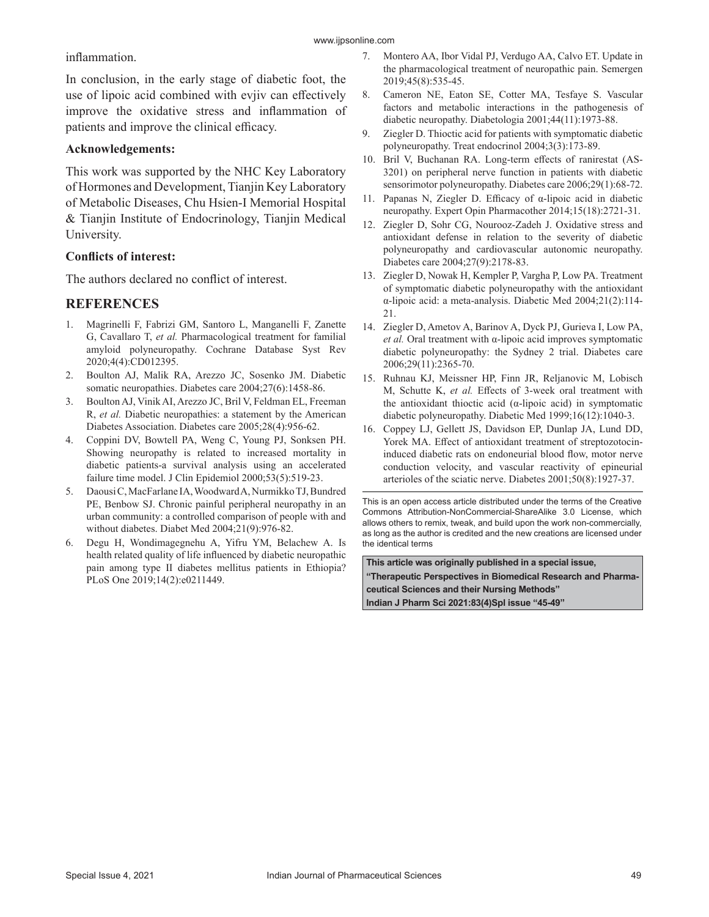inflammation.

In conclusion, in the early stage of diabetic foot, the use of lipoic acid combined with evjiv can effectively improve the oxidative stress and inflammation of patients and improve the clinical efficacy.

### Acknowledgements:

This work was supported by the NHC Key Laboratory of Hormones and Development, Tianjin Key Laboratory of Metabolic Diseases, Chu Hsien-I Memorial Hospital & Tianjin Institute of Endocrinology, Tianjin Medical University.

### Conflicts of interest:

The authors declared no conflict of interest.

## REFERENCES

1. Magrinelli F, Fabrizi GM, Santoro L, Manganelli F, Zanette G, Cavallaro T, *et al.* Pharmacological treatment for familial amyloid polyneuropathy. Cochrane Database Syst Rev 2020;4(4):CD012395.
2. Boulton AJ, Malik RA, Arezzo JC, Sosenko JM. Diabetic somatic neuropathies. Diabetes care 2004;27(6):1458-86.
3. Boulton AJ, Vinik AI, Arezzo JC, Bril V, Feldman EL, Freeman R, *et al.* Diabetic neuropathies: a statement by the American Diabetes Association. Diabetes care 2005;28(4):956-62.
4. Coppini DV, Bowtell PA, Weng C, Young PJ, Sonksen PH. Showing neuropathy is related to increased mortality in diabetic patients-a survival analysis using an accelerated failure time model. J Clin Epidemiol 2000;53(5):519-23.
5. Daousi C, MacFarlane IA, Woodward A, Nurmikko TJ, Bundred PE, Benbow SJ. Chronic painful peripheral neuropathy in an urban community: a controlled comparison of people with and without diabetes. Diabet Med 2004;21(9):976-82.
6. Degu H, Wondimagegnehu A, Yifru YM, Belachew A. Is health related quality of life influenced by diabetic neuropathic pain among type II diabetes mellitus patients in Ethiopia? PLoS One 2019;14(2):e0211449.
7. Montero AA, Ibor Vidal PJ, Verdugo AA, Calvo ET. Update in the pharmacological treatment of neuropathic pain. Semergen 2019;45(8):535-45.
8. Cameron NE, Eaton SE, Cotter MA, Tesfaye S. Vascular factors and metabolic interactions in the pathogenesis of diabetic neuropathy. Diabetologia 2001;44(11):1973-88.
9. Ziegler D. Thioctic acid for patients with symptomatic diabetic polyneuropathy. Treat endocrinol 2004;3(3):173-89.
10. Bril V, Buchanan RA. Long-term effects of ranirestat (AS-3201) on peripheral nerve function in patients with diabetic sensorimotor polyneuropathy. Diabetes care 2006;29(1):68-72.
11. Papanas N, Ziegler D. Efficacy of α-lipoic acid in diabetic neuropathy. Expert Opin Pharmacother 2014;15(18):2721-31.
12. Ziegler D, Sohr CG, Nourooz-Zadeh J. Oxidative stress and antioxidant defense in relation to the severity of diabetic polyneuropathy and cardiovascular autonomic neuropathy. Diabetes care 2004;27(9):2178-83.
13. Ziegler D, Nowak H, Kempler P, Vargha P, Low PA. Treatment of symptomatic diabetic polyneuropathy with the antioxidant α-lipoic acid: a meta-analysis. Diabetic Med 2004;21(2):114-21.
14. Ziegler D, Ametov A, Barinov A, Dyck PJ, Gurieva I, Low PA, *et al.* Oral treatment with α-lipoic acid improves symptomatic diabetic polyneuropathy: the Sydney 2 trial. Diabetes care 2006;29(11):2365-70.
15. Ruhnau KJ, Meissner HP, Finn JR, Reljanovic M, Lobisch M, Schutte K, *et al.* Effects of 3-week oral treatment with the antioxidant thioctic acid (α-lipoic acid) in symptomatic diabetic polyneuropathy. Diabetic Med 1999;16(12):1040-3.
16. Coppey LJ, Gellett JS, Davidson EP, Dunlap JA, Lund DD, Yorek MA. Effect of antioxidant treatment of streptozotocin-induced diabetic rats on endoneurial blood flow, motor nerve conduction velocity, and vascular reactivity of epineurial arterioles of the sciatic nerve. Diabetes 2001;50(8):1927-37.

This is an open access article distributed under the terms of the Creative Commons Attribution-NonCommercial-ShareAlike 3.0 License, which allows others to remix, tweak, and build upon the work non-commercially, as long as the author is credited and the new creations are licensed under the identical terms

**This article was originally published in a special issue, "Therapeutic Perspectives in Biomedical Research and Pharmaceutical Sciences and their Nursing Methods" Indian J Pharm Sci 2021:83(4)Spl issue "45-49"**